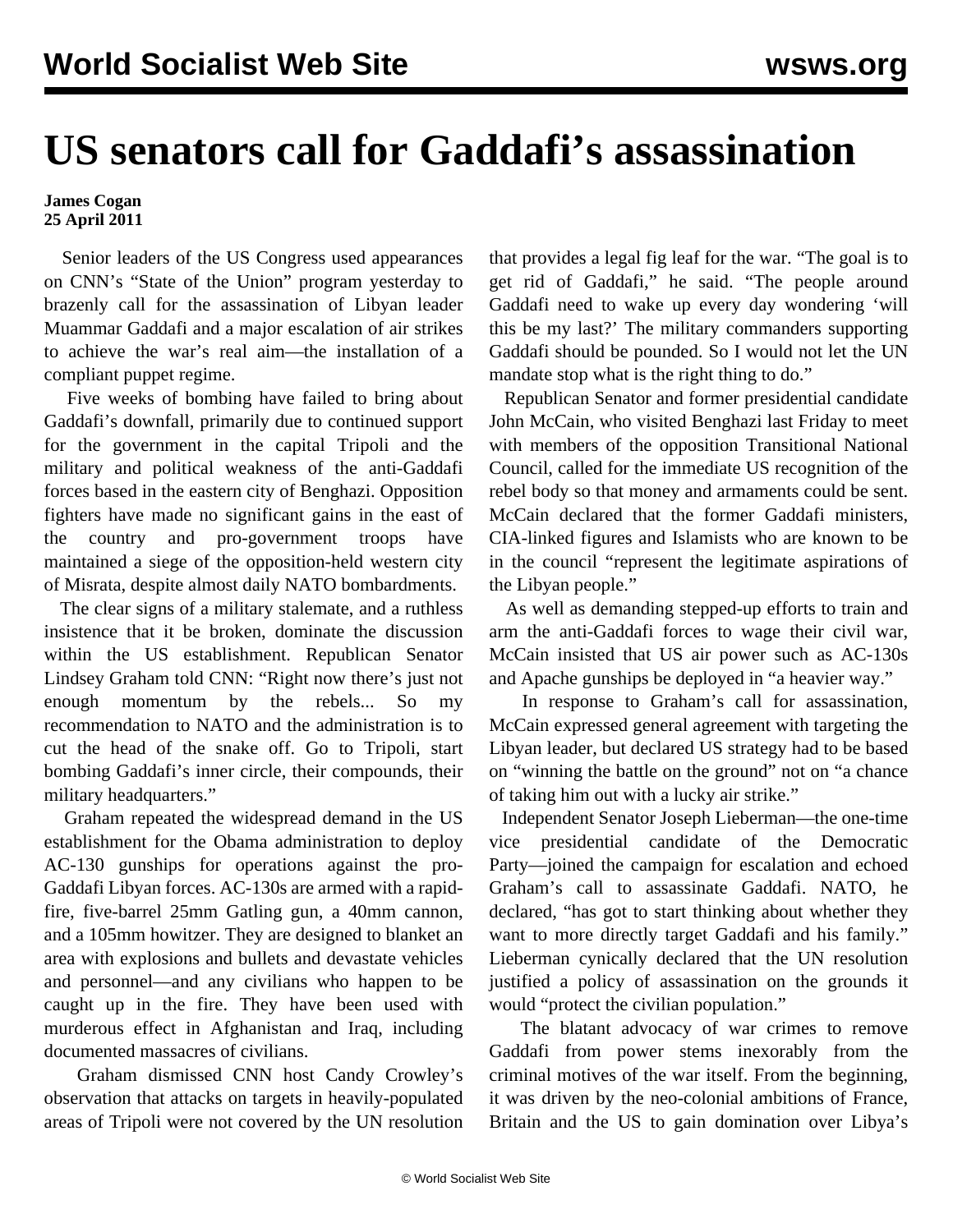# US senators call for Gaddafi's assassination

**James Cogan**
**25 April 2011**

Senior leaders of the US Congress used appearances on CNN's "State of the Union" program yesterday to brazenly call for the assassination of Libyan leader Muammar Gaddafi and a major escalation of air strikes to achieve the war's real aim—the installation of a compliant puppet regime.

Five weeks of bombing have failed to bring about Gaddafi's downfall, primarily due to continued support for the government in the capital Tripoli and the military and political weakness of the anti-Gaddafi forces based in the eastern city of Benghazi. Opposition fighters have made no significant gains in the east of the country and pro-government troops have maintained a siege of the opposition-held western city of Misrata, despite almost daily NATO bombardments.

The clear signs of a military stalemate, and a ruthless insistence that it be broken, dominate the discussion within the US establishment. Republican Senator Lindsey Graham told CNN: "Right now there's just not enough momentum by the rebels... So my recommendation to NATO and the administration is to cut the head of the snake off. Go to Tripoli, start bombing Gaddafi's inner circle, their compounds, their military headquarters."

Graham repeated the widespread demand in the US establishment for the Obama administration to deploy AC-130 gunships for operations against the pro-Gaddafi Libyan forces. AC-130s are armed with a rapid-fire, five-barrel 25mm Gatling gun, a 40mm cannon, and a 105mm howitzer. They are designed to blanket an area with explosions and bullets and devastate vehicles and personnel—and any civilians who happen to be caught up in the fire. They have been used with murderous effect in Afghanistan and Iraq, including documented massacres of civilians.

Graham dismissed CNN host Candy Crowley's observation that attacks on targets in heavily-populated areas of Tripoli were not covered by the UN resolution that provides a legal fig leaf for the war. "The goal is to get rid of Gaddafi," he said. "The people around Gaddafi need to wake up every day wondering 'will this be my last?' The military commanders supporting Gaddafi should be pounded. So I would not let the UN mandate stop what is the right thing to do."

Republican Senator and former presidential candidate John McCain, who visited Benghazi last Friday to meet with members of the opposition Transitional National Council, called for the immediate US recognition of the rebel body so that money and armaments could be sent. McCain declared that the former Gaddafi ministers, CIA-linked figures and Islamists who are known to be in the council "represent the legitimate aspirations of the Libyan people."

As well as demanding stepped-up efforts to train and arm the anti-Gaddafi forces to wage their civil war, McCain insisted that US air power such as AC-130s and Apache gunships be deployed in "a heavier way."

In response to Graham's call for assassination, McCain expressed general agreement with targeting the Libyan leader, but declared US strategy had to be based on "winning the battle on the ground" not on "a chance of taking him out with a lucky air strike."

Independent Senator Joseph Lieberman—the one-time vice presidential candidate of the Democratic Party—joined the campaign for escalation and echoed Graham's call to assassinate Gaddafi. NATO, he declared, "has got to start thinking about whether they want to more directly target Gaddafi and his family." Lieberman cynically declared that the UN resolution justified a policy of assassination on the grounds it would "protect the civilian population."

The blatant advocacy of war crimes to remove Gaddafi from power stems inexorably from the criminal motives of the war itself. From the beginning, it was driven by the neo-colonial ambitions of France, Britain and the US to gain domination over Libya's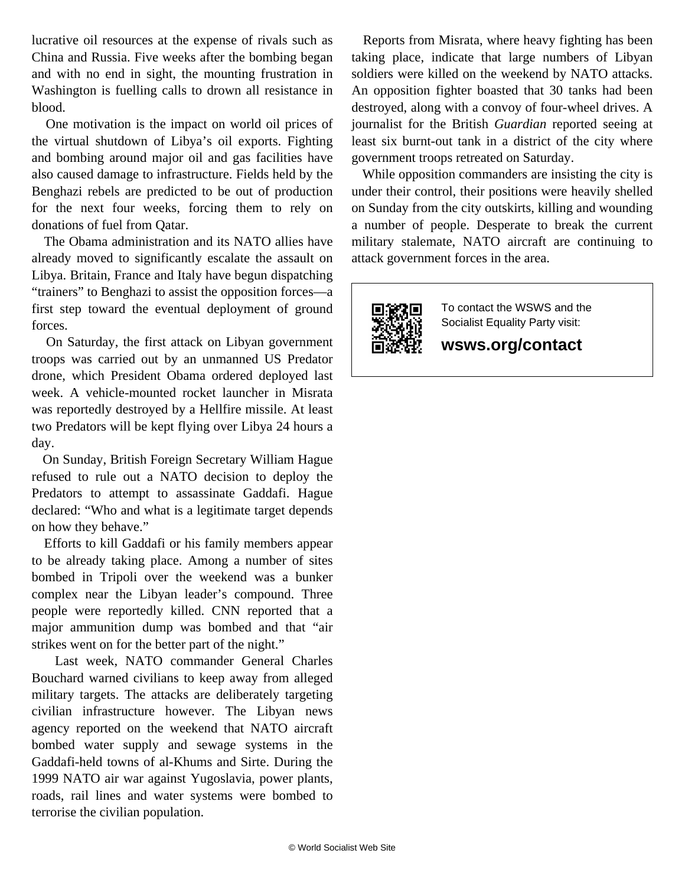lucrative oil resources at the expense of rivals such as China and Russia. Five weeks after the bombing began and with no end in sight, the mounting frustration in Washington is fuelling calls to drown all resistance in blood.

One motivation is the impact on world oil prices of the virtual shutdown of Libya's oil exports. Fighting and bombing around major oil and gas facilities have also caused damage to infrastructure. Fields held by the Benghazi rebels are predicted to be out of production for the next four weeks, forcing them to rely on donations of fuel from Qatar.

The Obama administration and its NATO allies have already moved to significantly escalate the assault on Libya. Britain, France and Italy have begun dispatching "trainers" to Benghazi to assist the opposition forces—a first step toward the eventual deployment of ground forces.

On Saturday, the first attack on Libyan government troops was carried out by an unmanned US Predator drone, which President Obama ordered deployed last week. A vehicle-mounted rocket launcher in Misrata was reportedly destroyed by a Hellfire missile. At least two Predators will be kept flying over Libya 24 hours a day.

On Sunday, British Foreign Secretary William Hague refused to rule out a NATO decision to deploy the Predators to attempt to assassinate Gaddafi. Hague declared: "Who and what is a legitimate target depends on how they behave."

Efforts to kill Gaddafi or his family members appear to be already taking place. Among a number of sites bombed in Tripoli over the weekend was a bunker complex near the Libyan leader's compound. Three people were reportedly killed. CNN reported that a major ammunition dump was bombed and that "air strikes went on for the better part of the night."

Last week, NATO commander General Charles Bouchard warned civilians to keep away from alleged military targets. The attacks are deliberately targeting civilian infrastructure however. The Libyan news agency reported on the weekend that NATO aircraft bombed water supply and sewage systems in the Gaddafi-held towns of al-Khums and Sirte. During the 1999 NATO air war against Yugoslavia, power plants, roads, rail lines and water systems were bombed to terrorise the civilian population.

Reports from Misrata, where heavy fighting has been taking place, indicate that large numbers of Libyan soldiers were killed on the weekend by NATO attacks. An opposition fighter boasted that 30 tanks had been destroyed, along with a convoy of four-wheel drives. A journalist for the British *Guardian* reported seeing at least six burnt-out tank in a district of the city where government troops retreated on Saturday.

While opposition commanders are insisting the city is under their control, their positions were heavily shelled on Sunday from the city outskirts, killing and wounding a number of people. Desperate to break the current military stalemate, NATO aircraft are continuing to attack government forces in the area.

To contact the WSWS and the Socialist Equality Party visit:

**wsws.org/contact**

© World Socialist Web Site